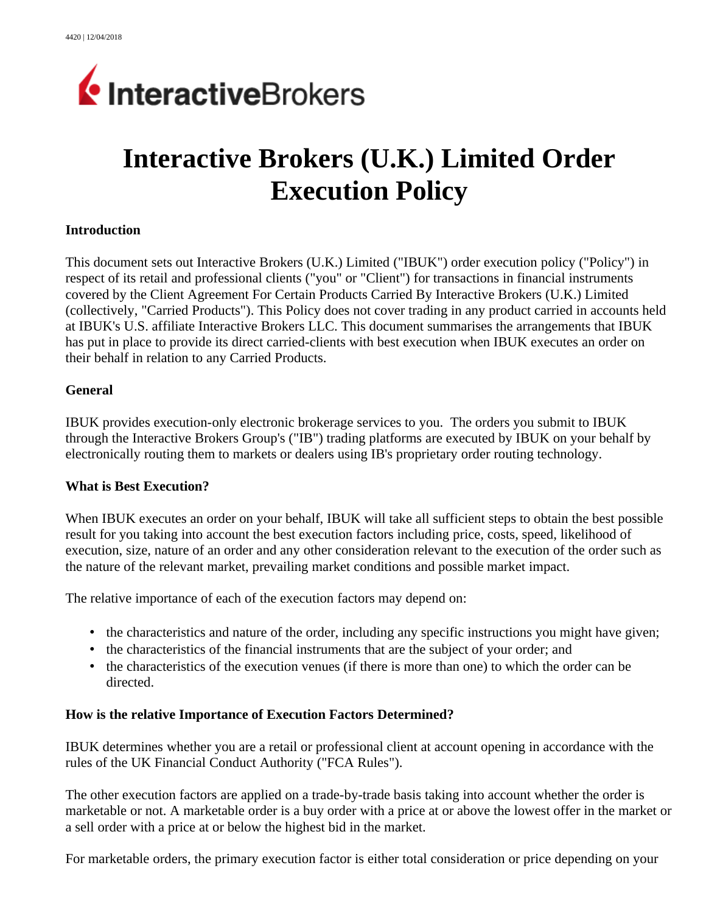# Interactive Brokers (U.K.) Limited Order Execution Policy

## Introduction

This document sets out Interactive Brokers (U.K.) Limited ("IBUK") order execution policy ("Policy") in respect of its retail and professional clients ("you" or "Client") for transactions in financial instruments covered by the Client Agreement For Certain Products Carried By Interactive Brokers (U.K.) Limited (collectively, "Carried Products"). This Policy does not cover trading in any product carried in accounts held at IBUK's U.S. affiliate Interactive Brokers LLC. This document summarises the arrangements that IBUK has put in place to provide its direct carried-clients with best execution when IBUK executes an order on their behalf in relation to any Carried Products.

## General

IBUK provides execution-only electronic brokerage services to you. The orders you submit to IBUK through the Interactive Brokers Group's ("IB") trading platforms are executed by IBUK on your behalf by electronically routing them to markets or dealers using IB's proprietary order routing technology.

## What is Best Execution?

When IBUK executes an order on your behalf, IBUK will take all sufficient steps to obtain the best possible result for you taking into account the best execution factors including price, costs, speed, likelihood of execution, size, nature of an order and any other consideration relevant to the execution of the order such as the nature of the relevant market, prevailing market conditions and possible market impact.

The relative importance of each of the execution factors may depend on:

- the characteristics and nature of the order, including any specific instructions you might have given;
- the characteristics of the financial instruments that are the subject of your order; and
- the characteristics of the execution venues (if there is more than one) to which the order can be directed.

## How is the relative Importance of Execution Factors Determined?

IBUK determines whether you are a retail or professional client at account opening in accordance with the rules of the UK Financial Conduct Authority ("FCA Rules").

The other execution factors are applied on a trade-by-trade basis taking into account whether the order is marketable or not. A marketable order is a buy order with a price at or above the lowest offer in the market or a sell order with a price at or below the highest bid in the market.

For marketable orders, the primary execution factor is either total consideration or price depending on your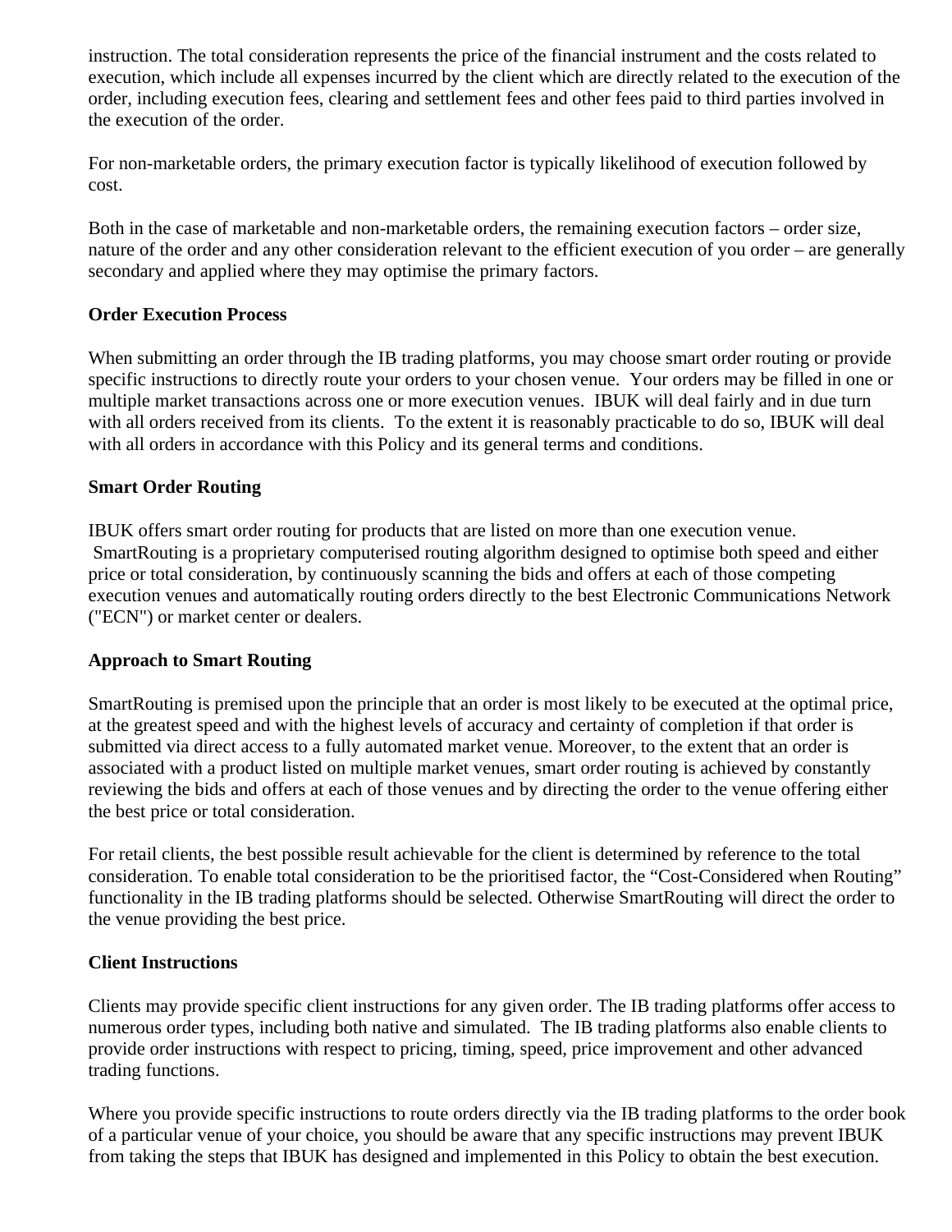instruction. The total consideration represents the price of the financial instrument and the costs related to execution, which include all expenses incurred by the client which are directly related to the execution of the order, including execution fees, clearing and settlement fees and other fees paid to third parties involved in the execution of the order.

For non-marketable orders, the primary execution factor is typically likelihood of execution followed by cost.

Both in the case of marketable and non-marketable orders, the remaining execution factors – order size, nature of the order and any other consideration relevant to the efficient execution of you order – are generally secondary and applied where they may optimise the primary factors.

**Order Execution Process**

When submitting an order through the IB trading platforms, you may choose smart order routing or provide specific instructions to directly route your orders to your chosen venue. Your orders may be filled in one or multiple market transactions across one or more execution venues. IBUK will deal fairly and in due turn with all orders received from its clients. To the extent it is reasonably practicable to do so, IBUK will deal with all orders in accordance with this Policy and its general terms and conditions.

**Smart Order Routing**

IBUK offers smart order routing for products that are listed on more than one execution venue. SmartRouting is a proprietary computerised routing algorithm designed to optimise both speed and either price or total consideration, by continuously scanning the bids and offers at each of those competing execution venues and automatically routing orders directly to the best Electronic Communications Network ("ECN") or market center or dealers.

**Approach to Smart Routing**

SmartRouting is premised upon the principle that an order is most likely to be executed at the optimal price, at the greatest speed and with the highest levels of accuracy and certainty of completion if that order is submitted via direct access to a fully automated market venue. Moreover, to the extent that an order is associated with a product listed on multiple market venues, smart order routing is achieved by constantly reviewing the bids and offers at each of those venues and by directing the order to the venue offering either the best price or total consideration.

For retail clients, the best possible result achievable for the client is determined by reference to the total consideration. To enable total consideration to be the prioritised factor, the "Cost-Considered when Routing" functionality in the IB trading platforms should be selected. Otherwise SmartRouting will direct the order to the venue providing the best price.

**Client Instructions**

Clients may provide specific client instructions for any given order. The IB trading platforms offer access to numerous order types, including both native and simulated. The IB trading platforms also enable clients to provide order instructions with respect to pricing, timing, speed, price improvement and other advanced trading functions.

Where you provide specific instructions to route orders directly via the IB trading platforms to the order book of a particular venue of your choice, you should be aware that any specific instructions may prevent IBUK from taking the steps that IBUK has designed and implemented in this Policy to obtain the best execution.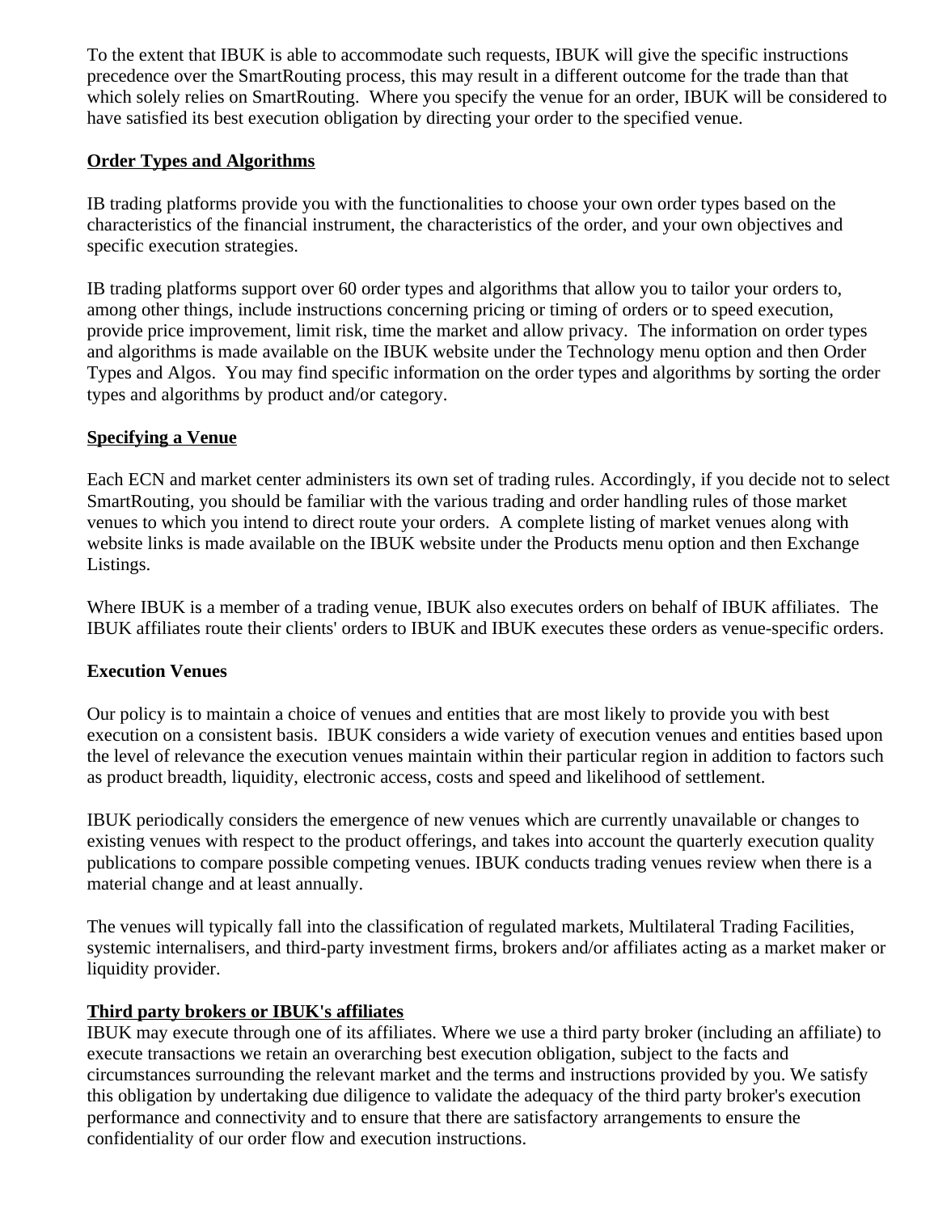To the extent that IBUK is able to accommodate such requests, IBUK will give the specific instructions precedence over the SmartRouting process, this may result in a different outcome for the trade than that which solely relies on SmartRouting. Where you specify the venue for an order, IBUK will be considered to have satisfied its best execution obligation by directing your order to the specified venue.

**Order Types and Algorithms**

IB trading platforms provide you with the functionalities to choose your own order types based on the characteristics of the financial instrument, the characteristics of the order, and your own objectives and specific execution strategies.

IB trading platforms support over 60 order types and algorithms that allow you to tailor your orders to, among other things, include instructions concerning pricing or timing of orders or to speed execution, provide price improvement, limit risk, time the market and allow privacy. The information on order types and algorithms is made available on the IBUK website under the Technology menu option and then Order Types and Algos. You may find specific information on the order types and algorithms by sorting the order types and algorithms by product and/or category.

**Specifying a Venue**

Each ECN and market center administers its own set of trading rules. Accordingly, if you decide not to select SmartRouting, you should be familiar with the various trading and order handling rules of those market venues to which you intend to direct route your orders. A complete listing of market venues along with website links is made available on the IBUK website under the Products menu option and then Exchange Listings.

Where IBUK is a member of a trading venue, IBUK also executes orders on behalf of IBUK affiliates. The IBUK affiliates route their clients' orders to IBUK and IBUK executes these orders as venue-specific orders.

**Execution Venues**

Our policy is to maintain a choice of venues and entities that are most likely to provide you with best execution on a consistent basis. IBUK considers a wide variety of execution venues and entities based upon the level of relevance the execution venues maintain within their particular region in addition to factors such as product breadth, liquidity, electronic access, costs and speed and likelihood of settlement.

IBUK periodically considers the emergence of new venues which are currently unavailable or changes to existing venues with respect to the product offerings, and takes into account the quarterly execution quality publications to compare possible competing venues. IBUK conducts trading venues review when there is a material change and at least annually.

The venues will typically fall into the classification of regulated markets, Multilateral Trading Facilities, systemic internalisers, and third-party investment firms, brokers and/or affiliates acting as a market maker or liquidity provider.

**Third party brokers or IBUK's affiliates**

IBUK may execute through one of its affiliates. Where we use a third party broker (including an affiliate) to execute transactions we retain an overarching best execution obligation, subject to the facts and circumstances surrounding the relevant market and the terms and instructions provided by you. We satisfy this obligation by undertaking due diligence to validate the adequacy of the third party broker's execution performance and connectivity and to ensure that there are satisfactory arrangements to ensure the confidentiality of our order flow and execution instructions.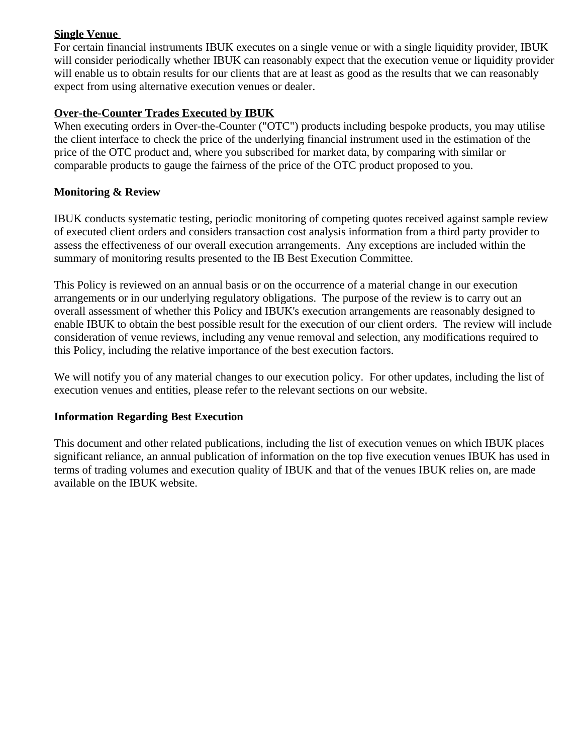**Single Venue**

For certain financial instruments IBUK executes on a single venue or with a single liquidity provider, IBUK will consider periodically whether IBUK can reasonably expect that the execution venue or liquidity provider will enable us to obtain results for our clients that are at least as good as the results that we can reasonably expect from using alternative execution venues or dealer.

**Over-the-Counter Trades Executed by IBUK**

When executing orders in Over-the-Counter ("OTC") products including bespoke products, you may utilise the client interface to check the price of the underlying financial instrument used in the estimation of the price of the OTC product and, where you subscribed for market data, by comparing with similar or comparable products to gauge the fairness of the price of the OTC product proposed to you.

**Monitoring & Review**

IBUK conducts systematic testing, periodic monitoring of competing quotes received against sample review of executed client orders and considers transaction cost analysis information from a third party provider to assess the effectiveness of our overall execution arrangements. Any exceptions are included within the summary of monitoring results presented to the IB Best Execution Committee.

This Policy is reviewed on an annual basis or on the occurrence of a material change in our execution arrangements or in our underlying regulatory obligations. The purpose of the review is to carry out an overall assessment of whether this Policy and IBUK's execution arrangements are reasonably designed to enable IBUK to obtain the best possible result for the execution of our client orders. The review will include consideration of venue reviews, including any venue removal and selection, any modifications required to this Policy, including the relative importance of the best execution factors.

We will notify you of any material changes to our execution policy. For other updates, including the list of execution venues and entities, please refer to the relevant sections on our website.

**Information Regarding Best Execution**

This document and other related publications, including the list of execution venues on which IBUK places significant reliance, an annual publication of information on the top five execution venues IBUK has used in terms of trading volumes and execution quality of IBUK and that of the venues IBUK relies on, are made available on the IBUK website.